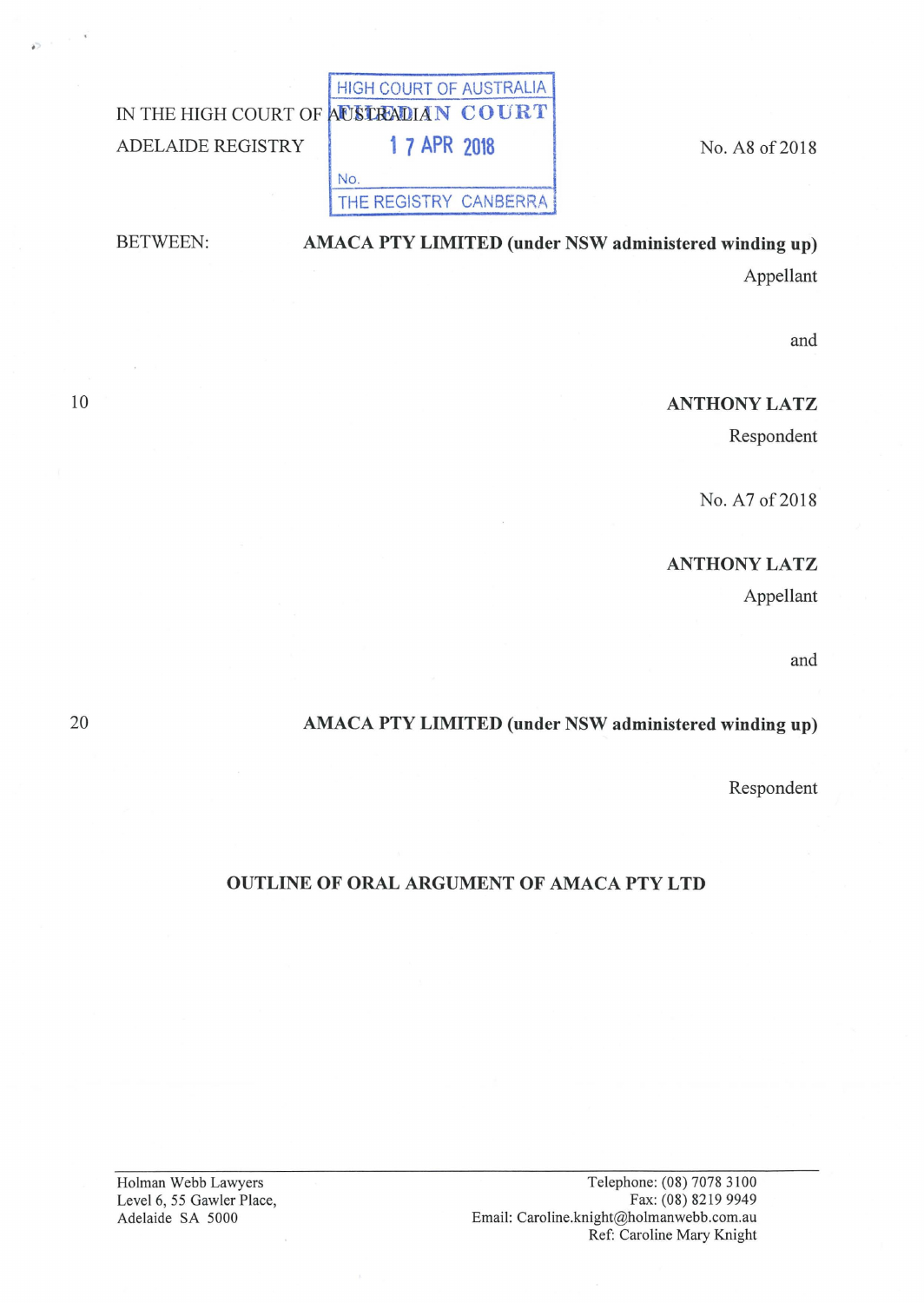IN THE HIGH COURT OF AUSTRALIA
ADELAIDE REGISTRY

HIGH COURT OF AUSTRALIA
FILED
17 APR 2018
No.
THE REGISTRY CANBERRA

No. A8 of 2018

BETWEEN: **AMACA PTY LIMITED (under NSW administered winding up)**
Appellant

and

**ANTHONY LATZ**
Respondent

No. A7 of 2018

**ANTHONY LATZ**
Appellant

and

**AMACA PTY LIMITED (under NSW administered winding up)**
Respondent

## OUTLINE OF ORAL ARGUMENT OF AMACA PTY LTD

Holman Webb Lawyers
Level 6, 55 Gawler Place,
Adelaide SA 5000

Telephone: (08) 7078 3100
Fax: (08) 8219 9949
Email: Caroline.knight@holmanwebb.com.au
Ref: Caroline Mary Knight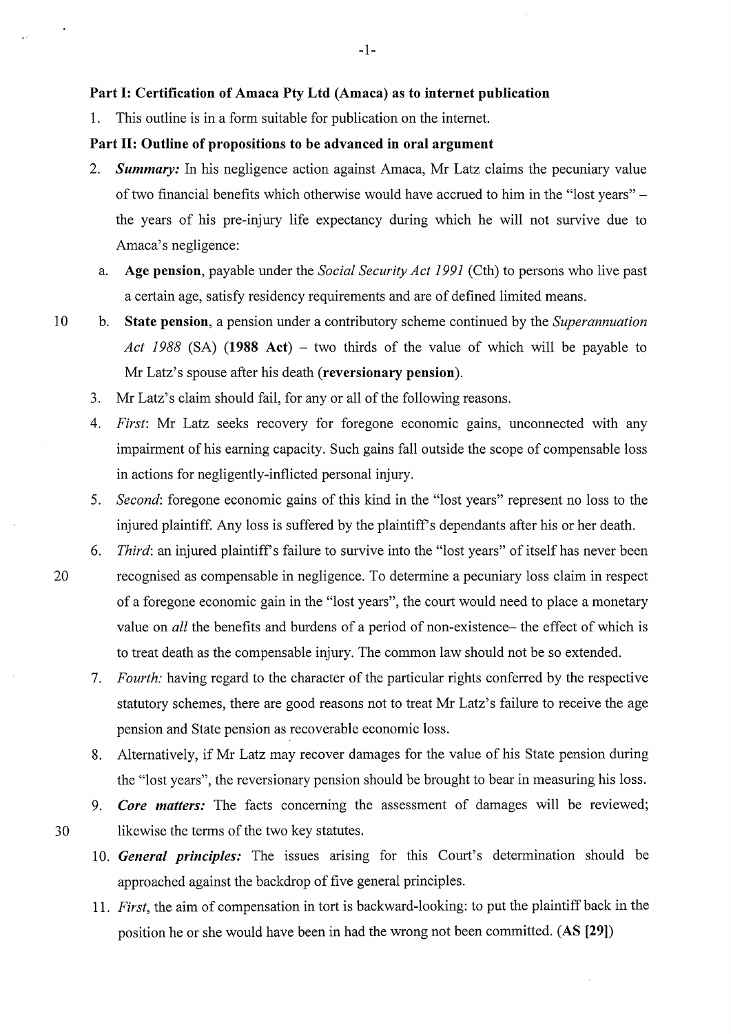**Part I: Certification of Amaca Pty Ltd (Amaca) as to internet publication**

1. This outline is in a form suitable for publication on the internet.

**Part II: Outline of propositions to be advanced in oral argument**

2. ***Summary:*** In his negligence action against Amaca, Mr Latz claims the pecuniary value of two financial benefits which otherwise would have accrued to him in the "lost years" – the years of his pre-injury life expectancy during which he will not survive due to Amaca's negligence:

   a. **Age pension**, payable under the *Social Security Act 1991* (Cth) to persons who live past a certain age, satisfy residency requirements and are of defined limited means.

   b. **State pension**, a pension under a contributory scheme continued by the *Superannuation Act 1988* (SA) (**1988 Act**) – two thirds of the value of which will be payable to Mr Latz's spouse after his death (**reversionary pension**).

3. Mr Latz's claim should fail, for any or all of the following reasons.

4. *First*: Mr Latz seeks recovery for foregone economic gains, unconnected with any impairment of his earning capacity. Such gains fall outside the scope of compensable loss in actions for negligently-inflicted personal injury.

5. *Second*: foregone economic gains of this kind in the "lost years" represent no loss to the injured plaintiff. Any loss is suffered by the plaintiff's dependants after his or her death.

6. *Third*: an injured plaintiff's failure to survive into the "lost years" of itself has never been recognised as compensable in negligence. To determine a pecuniary loss claim in respect of a foregone economic gain in the "lost years", the court would need to place a monetary value on *all* the benefits and burdens of a period of non-existence– the effect of which is to treat death as the compensable injury. The common law should not be so extended.

7. *Fourth:* having regard to the character of the particular rights conferred by the respective statutory schemes, there are good reasons not to treat Mr Latz's failure to receive the age pension and State pension as recoverable economic loss.

8. Alternatively, if Mr Latz may recover damages for the value of his State pension during the "lost years", the reversionary pension should be brought to bear in measuring his loss.

9. ***Core matters:*** The facts concerning the assessment of damages will be reviewed; likewise the terms of the two key statutes.

10. ***General principles:*** The issues arising for this Court's determination should be approached against the backdrop of five general principles.

11. *First*, the aim of compensation in tort is backward-looking: to put the plaintiff back in the position he or she would have been in had the wrong not been committed. (**AS [29]**)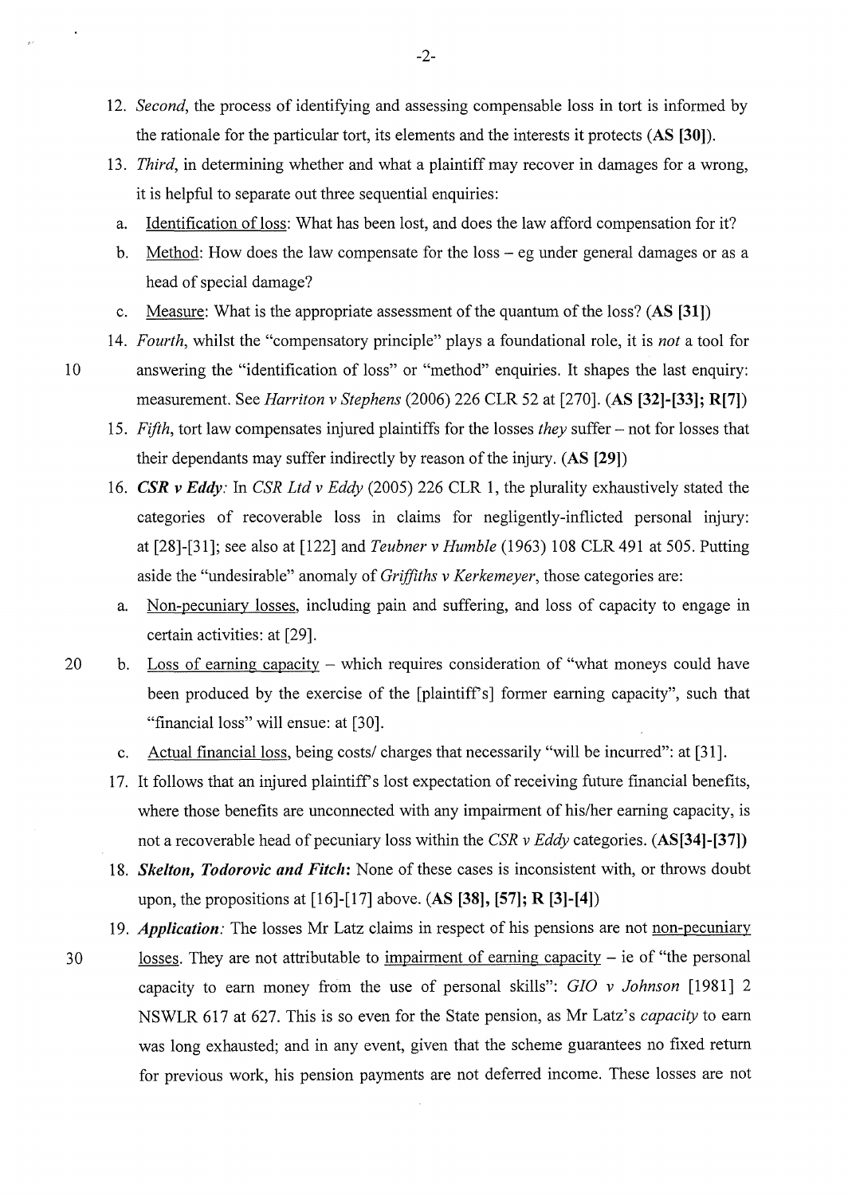12. *Second*, the process of identifying and assessing compensable loss in tort is informed by the rationale for the particular tort, its elements and the interests it protects (**AS [30]**).

13. *Third*, in determining whether and what a plaintiff may recover in damages for a wrong, it is helpful to separate out three sequential enquiries:

    a. Identification of loss: What has been lost, and does the law afford compensation for it?

    b. Method: How does the law compensate for the loss – eg under general damages or as a head of special damage?

    c. Measure: What is the appropriate assessment of the quantum of the loss? (**AS [31]**)

14. *Fourth*, whilst the "compensatory principle" plays a foundational role, it is *not* a tool for answering the "identification of loss" or "method" enquiries. It shapes the last enquiry: measurement. See *Harriton v Stephens* (2006) 226 CLR 52 at [270]. (**AS [32]-[33]; R[7]**)

15. *Fifth*, tort law compensates injured plaintiffs for the losses *they* suffer – not for losses that their dependants may suffer indirectly by reason of the injury. (**AS [29]**)

16. ***CSR v Eddy:*** In *CSR Ltd v Eddy* (2005) 226 CLR 1, the plurality exhaustively stated the categories of recoverable loss in claims for negligently-inflicted personal injury: at [28]-[31]; see also at [122] and *Teubner v Humble* (1963) 108 CLR 491 at 505. Putting aside the "undesirable" anomaly of *Griffiths v Kerkemeyer*, those categories are:

    a. Non-pecuniary losses, including pain and suffering, and loss of capacity to engage in certain activities: at [29].

    b. Loss of earning capacity – which requires consideration of "what moneys could have been produced by the exercise of the [plaintiff's] former earning capacity", such that "financial loss" will ensue: at [30].

    c. Actual financial loss, being costs/ charges that necessarily "will be incurred": at [31].

17. It follows that an injured plaintiff's lost expectation of receiving future financial benefits, where those benefits are unconnected with any impairment of his/her earning capacity, is not a recoverable head of pecuniary loss within the *CSR v Eddy* categories. (**AS[34]-[37]**)

18. ***Skelton, Todorovic and Fitch:*** None of these cases is inconsistent with, or throws doubt upon, the propositions at [16]-[17] above. (**AS [38], [57]; R [3]-[4]**)

19. *Application:* The losses Mr Latz claims in respect of his pensions are not non-pecuniary losses. They are not attributable to impairment of earning capacity – ie of "the personal capacity to earn money from the use of personal skills": *GIO v Johnson* [1981] 2 NSWLR 617 at 627. This is so even for the State pension, as Mr Latz's *capacity* to earn was long exhausted; and in any event, given that the scheme guarantees no fixed return for previous work, his pension payments are not deferred income. These losses are not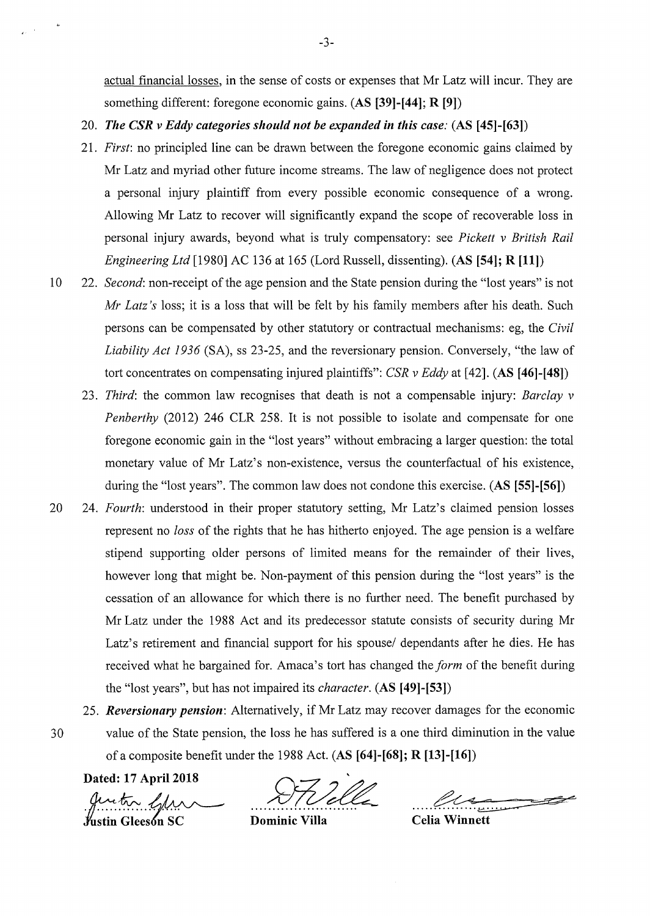actual financial losses, in the sense of costs or expenses that Mr Latz will incur. They are something different: foregone economic gains. (**AS [39]-[44]; R [9]**)

20. ***The CSR v Eddy categories should not be expanded in this case:*** (**AS [45]-[63]**)

21. *First*: no principled line can be drawn between the foregone economic gains claimed by Mr Latz and myriad other future income streams. The law of negligence does not protect a personal injury plaintiff from every possible economic consequence of a wrong. Allowing Mr Latz to recover will significantly expand the scope of recoverable loss in personal injury awards, beyond what is truly compensatory: see *Pickett v British Rail Engineering Ltd* [1980] AC 136 at 165 (Lord Russell, dissenting). (**AS [54]; R [11]**)

22. *Second*: non-receipt of the age pension and the State pension during the "lost years" is not *Mr Latz's* loss; it is a loss that will be felt by his family members after his death. Such persons can be compensated by other statutory or contractual mechanisms: eg, the *Civil Liability Act 1936* (SA), ss 23-25, and the reversionary pension. Conversely, "the law of tort concentrates on compensating injured plaintiffs": *CSR v Eddy* at [42]. (**AS [46]-[48]**)

23. *Third*: the common law recognises that death is not a compensable injury: *Barclay v Penberthy* (2012) 246 CLR 258. It is not possible to isolate and compensate for one foregone economic gain in the "lost years" without embracing a larger question: the total monetary value of Mr Latz's non-existence, versus the counterfactual of his existence, during the "lost years". The common law does not condone this exercise. (**AS [55]-[56]**)

24. *Fourth*: understood in their proper statutory setting, Mr Latz's claimed pension losses represent no *loss* of the rights that he has hitherto enjoyed. The age pension is a welfare stipend supporting older persons of limited means for the remainder of their lives, however long that might be. Non-payment of this pension during the "lost years" is the cessation of an allowance for which there is no further need. The benefit purchased by Mr Latz under the 1988 Act and its predecessor statute consists of security during Mr Latz's retirement and financial support for his spouse/ dependants after he dies. He has received what he bargained for. Amaca's tort has changed the *form* of the benefit during the "lost years", but has not impaired its *character*. (**AS [49]-[53]**)

25. ***Reversionary pension***: Alternatively, if Mr Latz may recover damages for the economic value of the State pension, the loss he has suffered is a one third diminution in the value of a composite benefit under the 1988 Act. (**AS [64]-[68]; R [13]-[16]**)

**Dated: 17 April 2018**

**Justin Gleeson SC** | **Dominic Villa** | **Celia Winnett**